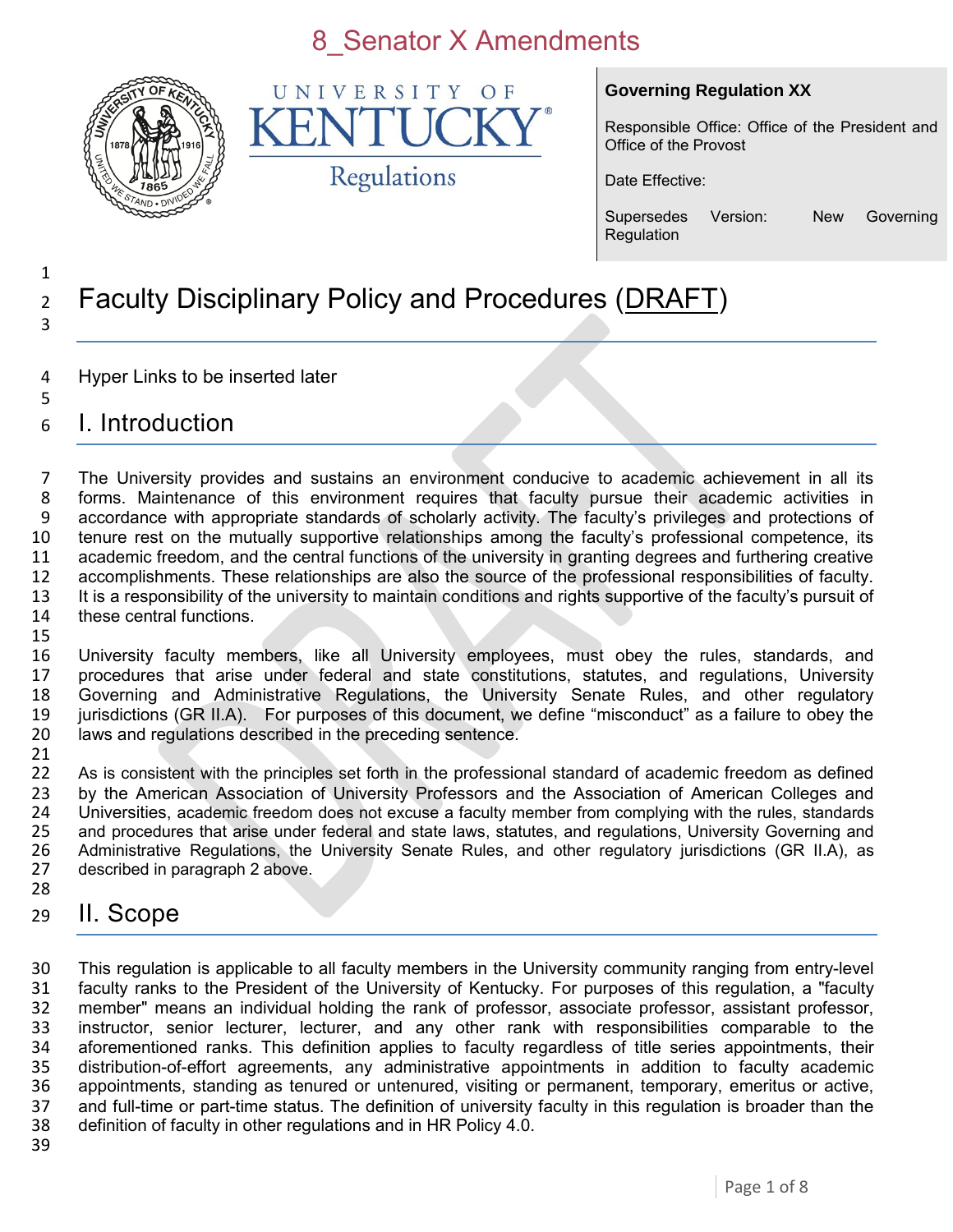8_Senator X Amendments

**Governing Regulation XX**

Responsible Office: Office of the President and Office of the Provost

Date Effective:

Supersedes Version: New Governing Regulation

# Faculty Disciplinary Policy and Procedures (DRAFT)

Hyper Links to be inserted later

## I. Introduction

The University provides and sustains an environment conducive to academic achievement in all its forms. Maintenance of this environment requires that faculty pursue their academic activities in accordance with appropriate standards of scholarly activity. The faculty's privileges and protections of tenure rest on the mutually supportive relationships among the faculty's professional competence, its academic freedom, and the central functions of the university in granting degrees and furthering creative accomplishments. These relationships are also the source of the professional responsibilities of faculty. It is a responsibility of the university to maintain conditions and rights supportive of the faculty's pursuit of these central functions.

University faculty members, like all University employees, must obey the rules, standards, and procedures that arise under federal and state constitutions, statutes, and regulations, University Governing and Administrative Regulations, the University Senate Rules, and other regulatory jurisdictions (GR II.A). For purposes of this document, we define "misconduct" as a failure to obey the laws and regulations described in the preceding sentence.

As is consistent with the principles set forth in the professional standard of academic freedom as defined by the American Association of University Professors and the Association of American Colleges and Universities, academic freedom does not excuse a faculty member from complying with the rules, standards and procedures that arise under federal and state laws, statutes, and regulations, University Governing and Administrative Regulations, the University Senate Rules, and other regulatory jurisdictions (GR II.A), as described in paragraph 2 above.

## II. Scope

This regulation is applicable to all faculty members in the University community ranging from entry-level faculty ranks to the President of the University of Kentucky. For purposes of this regulation, a "faculty member" means an individual holding the rank of professor, associate professor, assistant professor, instructor, senior lecturer, lecturer, and any other rank with responsibilities comparable to the aforementioned ranks. This definition applies to faculty regardless of title series appointments, their distribution-of-effort agreements, any administrative appointments in addition to faculty academic appointments, standing as tenured or untenured, visiting or permanent, temporary, emeritus or active, and full-time or part-time status. The definition of university faculty in this regulation is broader than the definition of faculty in other regulations and in HR Policy 4.0.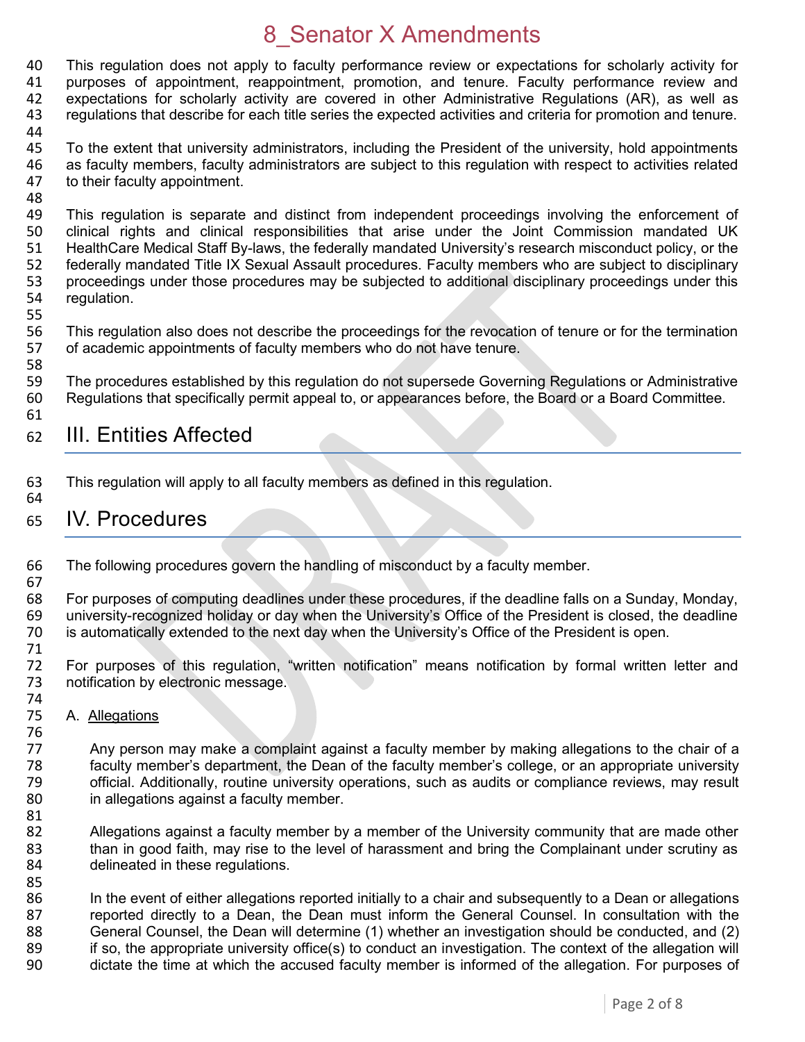This regulation does not apply to faculty performance review or expectations for scholarly activity for purposes of appointment, reappointment, promotion, and tenure. Faculty performance review and expectations for scholarly activity are covered in other Administrative Regulations (AR), as well as regulations that describe for each title series the expected activities and criteria for promotion and tenure.

To the extent that university administrators, including the President of the university, hold appointments as faculty members, faculty administrators are subject to this regulation with respect to activities related to their faculty appointment.

This regulation is separate and distinct from independent proceedings involving the enforcement of clinical rights and clinical responsibilities that arise under the Joint Commission mandated UK HealthCare Medical Staff By-laws, the federally mandated University's research misconduct policy, or the federally mandated Title IX Sexual Assault procedures. Faculty members who are subject to disciplinary proceedings under those procedures may be subjected to additional disciplinary proceedings under this regulation.

This regulation also does not describe the proceedings for the revocation of tenure or for the termination of academic appointments of faculty members who do not have tenure.

The procedures established by this regulation do not supersede Governing Regulations or Administrative Regulations that specifically permit appeal to, or appearances before, the Board or a Board Committee.

# III. Entities Affected

This regulation will apply to all faculty members as defined in this regulation.

# IV. Procedures

The following procedures govern the handling of misconduct by a faculty member.

For purposes of computing deadlines under these procedures, if the deadline falls on a Sunday, Monday, university-recognized holiday or day when the University's Office of the President is closed, the deadline is automatically extended to the next day when the University's Office of the President is open.

For purposes of this regulation, "written notification" means notification by formal written letter and notification by electronic message.

A. Allegations

Any person may make a complaint against a faculty member by making allegations to the chair of a faculty member's department, the Dean of the faculty member's college, or an appropriate university official. Additionally, routine university operations, such as audits or compliance reviews, may result in allegations against a faculty member.

Allegations against a faculty member by a member of the University community that are made other than in good faith, may rise to the level of harassment and bring the Complainant under scrutiny as delineated in these regulations.

In the event of either allegations reported initially to a chair and subsequently to a Dean or allegations reported directly to a Dean, the Dean must inform the General Counsel. In consultation with the General Counsel, the Dean will determine (1) whether an investigation should be conducted, and (2) if so, the appropriate university office(s) to conduct an investigation. The context of the allegation will dictate the time at which the accused faculty member is informed of the allegation. For purposes of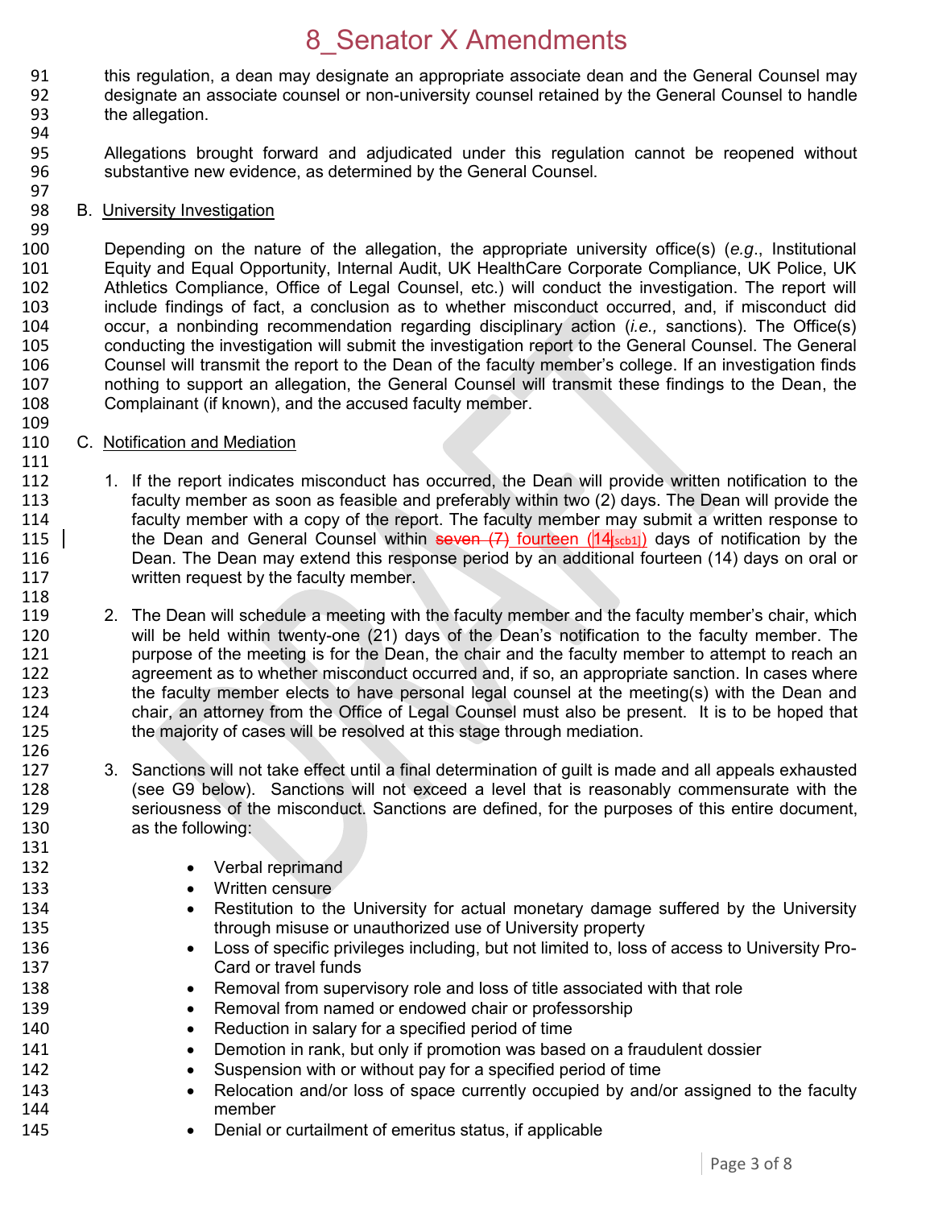this regulation, a dean may designate an appropriate associate dean and the General Counsel may designate an associate counsel or non-university counsel retained by the General Counsel to handle the allegation.

Allegations brought forward and adjudicated under this regulation cannot be reopened without substantive new evidence, as determined by the General Counsel.

B. University Investigation

Depending on the nature of the allegation, the appropriate university office(s) (*e.g.*, Institutional Equity and Equal Opportunity, Internal Audit, UK HealthCare Corporate Compliance, UK Police, UK Athletics Compliance, Office of Legal Counsel, etc.) will conduct the investigation. The report will include findings of fact, a conclusion as to whether misconduct occurred, and, if misconduct did occur, a nonbinding recommendation regarding disciplinary action (*i.e.,* sanctions). The Office(s) conducting the investigation will submit the investigation report to the General Counsel. The General Counsel will transmit the report to the Dean of the faculty member's college. If an investigation finds nothing to support an allegation, the General Counsel will transmit these findings to the Dean, the Complainant (if known), and the accused faculty member.

C. Notification and Mediation

1. If the report indicates misconduct has occurred, the Dean will provide written notification to the faculty member as soon as feasible and preferably within two (2) days. The Dean will provide the faculty member with a copy of the report. The faculty member may submit a written response to the Dean and General Counsel within ~~seven (7)~~ fourteen (14[scb1]) days of notification by the Dean. The Dean may extend this response period by an additional fourteen (14) days on oral or written request by the faculty member.

2. The Dean will schedule a meeting with the faculty member and the faculty member's chair, which will be held within twenty-one (21) days of the Dean's notification to the faculty member. The purpose of the meeting is for the Dean, the chair and the faculty member to attempt to reach an agreement as to whether misconduct occurred and, if so, an appropriate sanction. In cases where the faculty member elects to have personal legal counsel at the meeting(s) with the Dean and chair, an attorney from the Office of Legal Counsel must also be present. It is to be hoped that the majority of cases will be resolved at this stage through mediation.

3. Sanctions will not take effect until a final determination of guilt is made and all appeals exhausted (see G9 below). Sanctions will not exceed a level that is reasonably commensurate with the seriousness of the misconduct. Sanctions are defined, for the purposes of this entire document, as the following:

   - Verbal reprimand
   - Written censure
   - Restitution to the University for actual monetary damage suffered by the University through misuse or unauthorized use of University property
   - Loss of specific privileges including, but not limited to, loss of access to University Pro-Card or travel funds
   - Removal from supervisory role and loss of title associated with that role
   - Removal from named or endowed chair or professorship
   - Reduction in salary for a specified period of time
   - Demotion in rank, but only if promotion was based on a fraudulent dossier
   - Suspension with or without pay for a specified period of time
   - Relocation and/or loss of space currently occupied by and/or assigned to the faculty member
   - Denial or curtailment of emeritus status, if applicable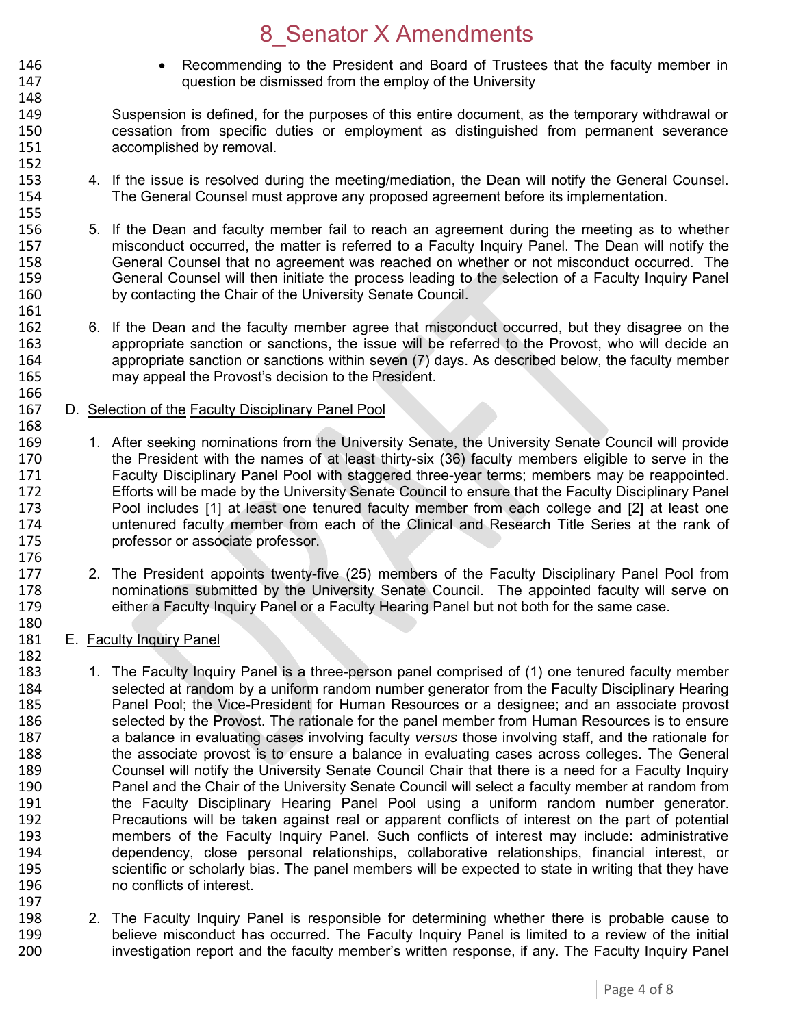- Recommending to the President and Board of Trustees that the faculty member in question be dismissed from the employ of the University

Suspension is defined, for the purposes of this entire document, as the temporary withdrawal or cessation from specific duties or employment as distinguished from permanent severance accomplished by removal.

4. If the issue is resolved during the meeting/mediation, the Dean will notify the General Counsel. The General Counsel must approve any proposed agreement before its implementation.

5. If the Dean and faculty member fail to reach an agreement during the meeting as to whether misconduct occurred, the matter is referred to a Faculty Inquiry Panel. The Dean will notify the General Counsel that no agreement was reached on whether or not misconduct occurred. The General Counsel will then initiate the process leading to the selection of a Faculty Inquiry Panel by contacting the Chair of the University Senate Council.

6. If the Dean and the faculty member agree that misconduct occurred, but they disagree on the appropriate sanction or sanctions, the issue will be referred to the Provost, who will decide an appropriate sanction or sanctions within seven (7) days. As described below, the faculty member may appeal the Provost's decision to the President.

D. Selection of the Faculty Disciplinary Panel Pool

1. After seeking nominations from the University Senate, the University Senate Council will provide the President with the names of at least thirty-six (36) faculty members eligible to serve in the Faculty Disciplinary Panel Pool with staggered three-year terms; members may be reappointed. Efforts will be made by the University Senate Council to ensure that the Faculty Disciplinary Panel Pool includes [1] at least one tenured faculty member from each college and [2] at least one untenured faculty member from each of the Clinical and Research Title Series at the rank of professor or associate professor.

2. The President appoints twenty-five (25) members of the Faculty Disciplinary Panel Pool from nominations submitted by the University Senate Council. The appointed faculty will serve on either a Faculty Inquiry Panel or a Faculty Hearing Panel but not both for the same case.

E. Faculty Inquiry Panel

1. The Faculty Inquiry Panel is a three-person panel comprised of (1) one tenured faculty member selected at random by a uniform random number generator from the Faculty Disciplinary Hearing Panel Pool; the Vice-President for Human Resources or a designee; and an associate provost selected by the Provost. The rationale for the panel member from Human Resources is to ensure a balance in evaluating cases involving faculty *versus* those involving staff, and the rationale for the associate provost is to ensure a balance in evaluating cases across colleges. The General Counsel will notify the University Senate Council Chair that there is a need for a Faculty Inquiry Panel and the Chair of the University Senate Council will select a faculty member at random from the Faculty Disciplinary Hearing Panel Pool using a uniform random number generator. Precautions will be taken against real or apparent conflicts of interest on the part of potential members of the Faculty Inquiry Panel. Such conflicts of interest may include: administrative dependency, close personal relationships, collaborative relationships, financial interest, or scientific or scholarly bias. The panel members will be expected to state in writing that they have no conflicts of interest.

2. The Faculty Inquiry Panel is responsible for determining whether there is probable cause to believe misconduct has occurred. The Faculty Inquiry Panel is limited to a review of the initial investigation report and the faculty member's written response, if any. The Faculty Inquiry Panel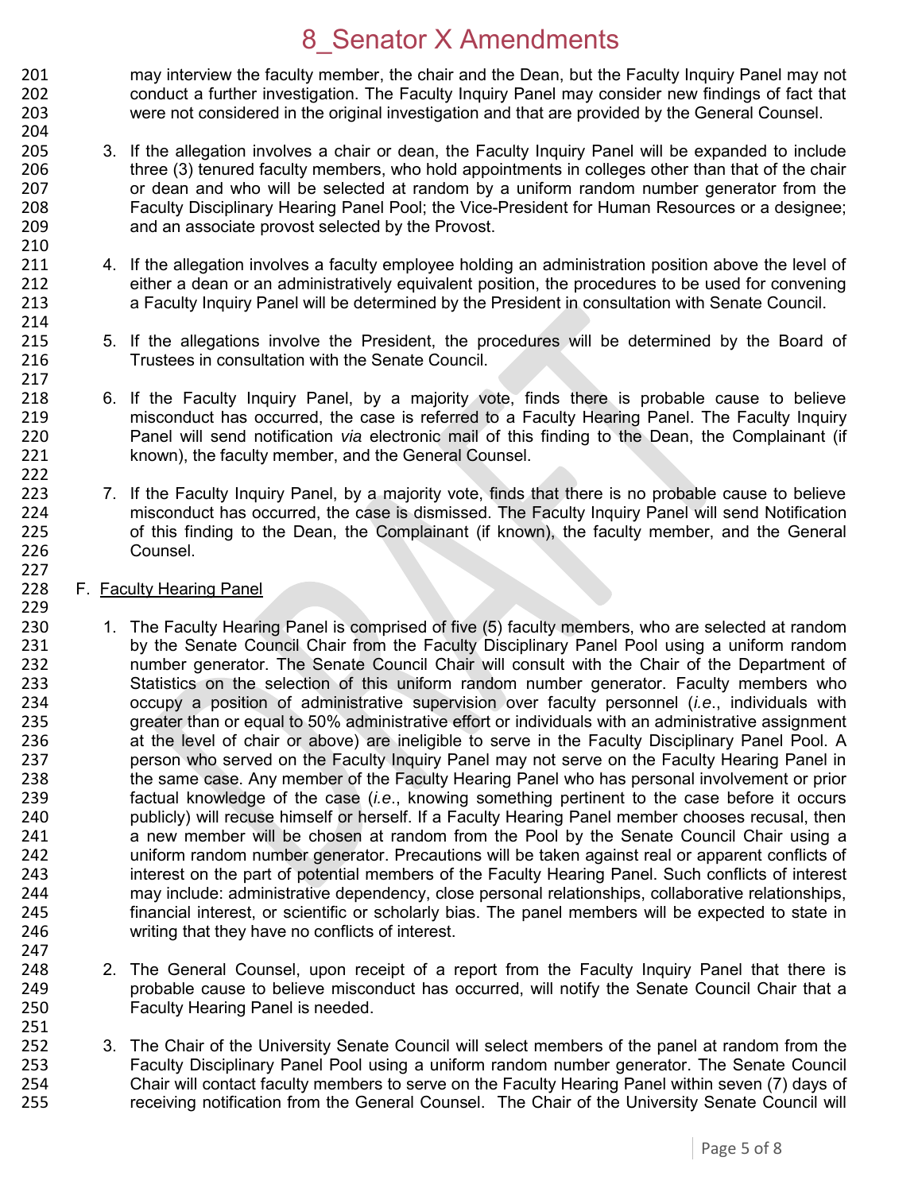may interview the faculty member, the chair and the Dean, but the Faculty Inquiry Panel may not conduct a further investigation. The Faculty Inquiry Panel may consider new findings of fact that were not considered in the original investigation and that are provided by the General Counsel.

3. If the allegation involves a chair or dean, the Faculty Inquiry Panel will be expanded to include three (3) tenured faculty members, who hold appointments in colleges other than that of the chair or dean and who will be selected at random by a uniform random number generator from the Faculty Disciplinary Hearing Panel Pool; the Vice-President for Human Resources or a designee; and an associate provost selected by the Provost.

4. If the allegation involves a faculty employee holding an administration position above the level of either a dean or an administratively equivalent position, the procedures to be used for convening a Faculty Inquiry Panel will be determined by the President in consultation with Senate Council.

5. If the allegations involve the President, the procedures will be determined by the Board of Trustees in consultation with the Senate Council.

6. If the Faculty Inquiry Panel, by a majority vote, finds there is probable cause to believe misconduct has occurred, the case is referred to a Faculty Hearing Panel. The Faculty Inquiry Panel will send notification *via* electronic mail of this finding to the Dean, the Complainant (if known), the faculty member, and the General Counsel.

7. If the Faculty Inquiry Panel, by a majority vote, finds that there is no probable cause to believe misconduct has occurred, the case is dismissed. The Faculty Inquiry Panel will send Notification of this finding to the Dean, the Complainant (if known), the faculty member, and the General Counsel.

F. <u>Faculty Hearing Panel</u>

1. The Faculty Hearing Panel is comprised of five (5) faculty members, who are selected at random by the Senate Council Chair from the Faculty Disciplinary Panel Pool using a uniform random number generator. The Senate Council Chair will consult with the Chair of the Department of Statistics on the selection of this uniform random number generator. Faculty members who occupy a position of administrative supervision over faculty personnel (*i.e.*, individuals with greater than or equal to 50% administrative effort or individuals with an administrative assignment at the level of chair or above) are ineligible to serve in the Faculty Disciplinary Panel Pool. A person who served on the Faculty Inquiry Panel may not serve on the Faculty Hearing Panel in the same case. Any member of the Faculty Hearing Panel who has personal involvement or prior factual knowledge of the case (*i.e.*, knowing something pertinent to the case before it occurs publicly) will recuse himself or herself. If a Faculty Hearing Panel member chooses recusal, then a new member will be chosen at random from the Pool by the Senate Council Chair using a uniform random number generator. Precautions will be taken against real or apparent conflicts of interest on the part of potential members of the Faculty Hearing Panel. Such conflicts of interest may include: administrative dependency, close personal relationships, collaborative relationships, financial interest, or scientific or scholarly bias. The panel members will be expected to state in writing that they have no conflicts of interest.

2. The General Counsel, upon receipt of a report from the Faculty Inquiry Panel that there is probable cause to believe misconduct has occurred, will notify the Senate Council Chair that a Faculty Hearing Panel is needed.

3. The Chair of the University Senate Council will select members of the panel at random from the Faculty Disciplinary Panel Pool using a uniform random number generator. The Senate Council Chair will contact faculty members to serve on the Faculty Hearing Panel within seven (7) days of receiving notification from the General Counsel. The Chair of the University Senate Council will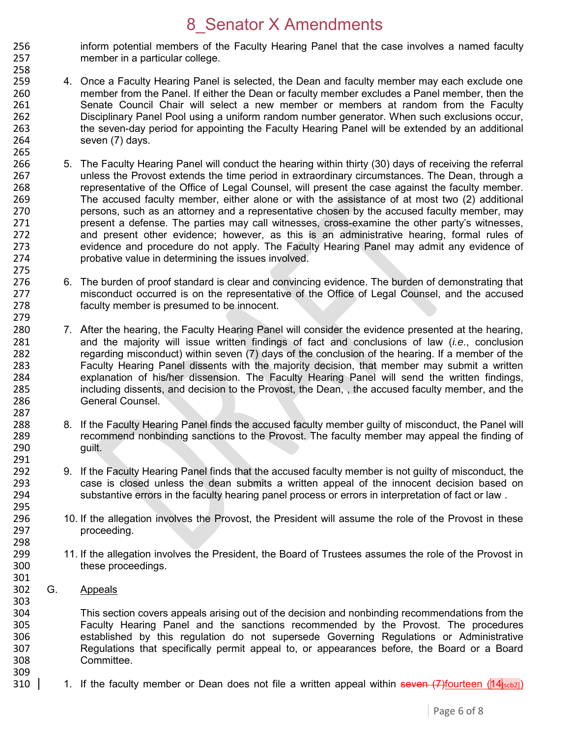inform potential members of the Faculty Hearing Panel that the case involves a named faculty member in a particular college.

4. Once a Faculty Hearing Panel is selected, the Dean and faculty member may each exclude one member from the Panel. If either the Dean or faculty member excludes a Panel member, then the Senate Council Chair will select a new member or members at random from the Faculty Disciplinary Panel Pool using a uniform random number generator. When such exclusions occur, the seven-day period for appointing the Faculty Hearing Panel will be extended by an additional seven (7) days.

5. The Faculty Hearing Panel will conduct the hearing within thirty (30) days of receiving the referral unless the Provost extends the time period in extraordinary circumstances. The Dean, through a representative of the Office of Legal Counsel, will present the case against the faculty member. The accused faculty member, either alone or with the assistance of at most two (2) additional persons, such as an attorney and a representative chosen by the accused faculty member, may present a defense. The parties may call witnesses, cross-examine the other party's witnesses, and present other evidence; however, as this is an administrative hearing, formal rules of evidence and procedure do not apply. The Faculty Hearing Panel may admit any evidence of probative value in determining the issues involved.

6. The burden of proof standard is clear and convincing evidence. The burden of demonstrating that misconduct occurred is on the representative of the Office of Legal Counsel, and the accused faculty member is presumed to be innocent.

7. After the hearing, the Faculty Hearing Panel will consider the evidence presented at the hearing, and the majority will issue written findings of fact and conclusions of law (*i.e.*, conclusion regarding misconduct) within seven (7) days of the conclusion of the hearing. If a member of the Faculty Hearing Panel dissents with the majority decision, that member may submit a written explanation of his/her dissension. The Faculty Hearing Panel will send the written findings, including dissents, and decision to the Provost, the Dean, , the accused faculty member, and the General Counsel.

8. If the Faculty Hearing Panel finds the accused faculty member guilty of misconduct, the Panel will recommend nonbinding sanctions to the Provost. The faculty member may appeal the finding of guilt.

9. If the Faculty Hearing Panel finds that the accused faculty member is not guilty of misconduct, the case is closed unless the dean submits a written appeal of the innocent decision based on substantive errors in the faculty hearing panel process or errors in interpretation of fact or law .

10. If the allegation involves the Provost, the President will assume the role of the Provost in these proceeding.

11. If the allegation involves the President, the Board of Trustees assumes the role of the Provost in these proceedings.

G. <u>Appeals</u>

This section covers appeals arising out of the decision and nonbinding recommendations from the Faculty Hearing Panel and the sanctions recommended by the Provost. The procedures established by this regulation do not supersede Governing Regulations or Administrative Regulations that specifically permit appeal to, or appearances before, the Board or a Board Committee.

1. If the faculty member or Dean does not file a written appeal within ~~seven (7)~~fourteen (14[scb2])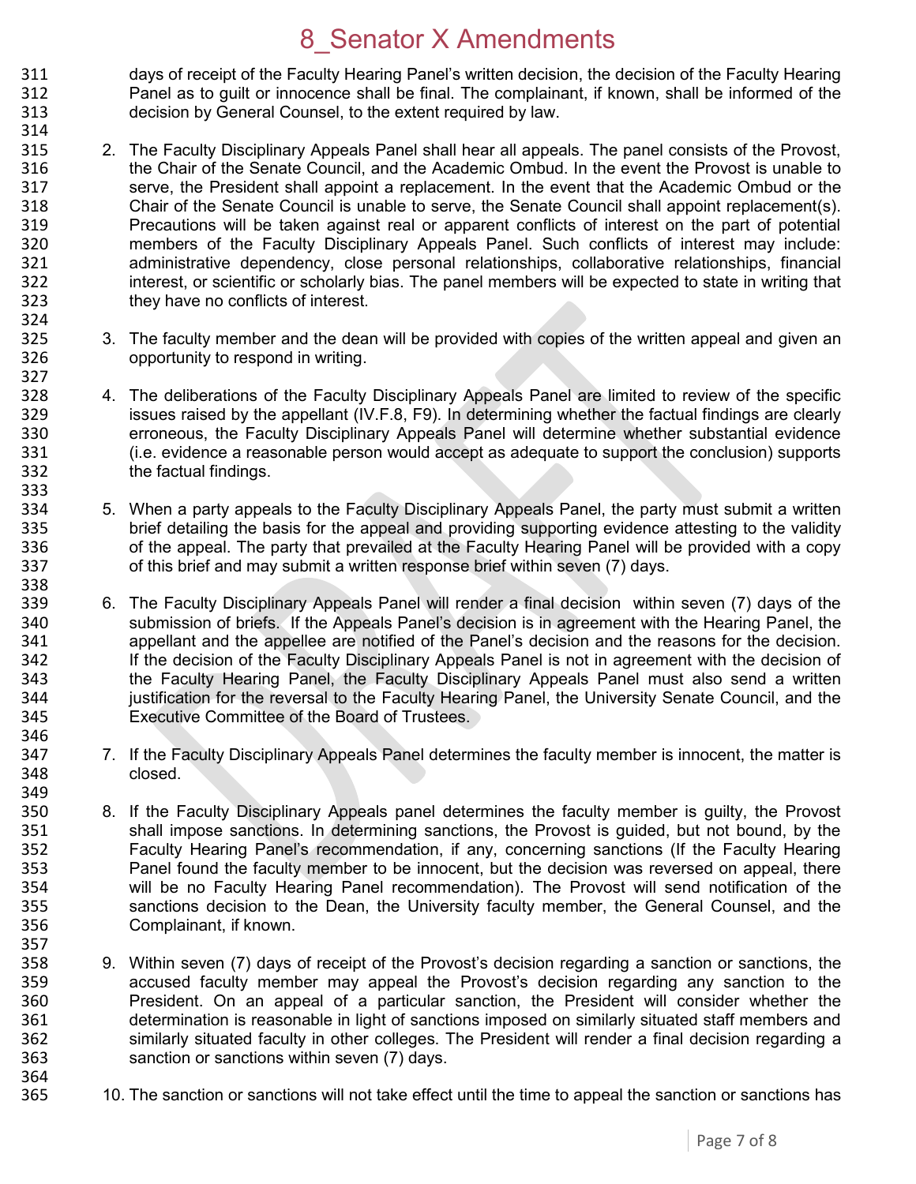days of receipt of the Faculty Hearing Panel's written decision, the decision of the Faculty Hearing Panel as to guilt or innocence shall be final. The complainant, if known, shall be informed of the decision by General Counsel, to the extent required by law.

2. The Faculty Disciplinary Appeals Panel shall hear all appeals. The panel consists of the Provost, the Chair of the Senate Council, and the Academic Ombud. In the event the Provost is unable to serve, the President shall appoint a replacement. In the event that the Academic Ombud or the Chair of the Senate Council is unable to serve, the Senate Council shall appoint replacement(s). Precautions will be taken against real or apparent conflicts of interest on the part of potential members of the Faculty Disciplinary Appeals Panel. Such conflicts of interest may include: administrative dependency, close personal relationships, collaborative relationships, financial interest, or scientific or scholarly bias. The panel members will be expected to state in writing that they have no conflicts of interest.

3. The faculty member and the dean will be provided with copies of the written appeal and given an opportunity to respond in writing.

4. The deliberations of the Faculty Disciplinary Appeals Panel are limited to review of the specific issues raised by the appellant (IV.F.8, F9). In determining whether the factual findings are clearly erroneous, the Faculty Disciplinary Appeals Panel will determine whether substantial evidence (i.e. evidence a reasonable person would accept as adequate to support the conclusion) supports the factual findings.

5. When a party appeals to the Faculty Disciplinary Appeals Panel, the party must submit a written brief detailing the basis for the appeal and providing supporting evidence attesting to the validity of the appeal. The party that prevailed at the Faculty Hearing Panel will be provided with a copy of this brief and may submit a written response brief within seven (7) days.

6. The Faculty Disciplinary Appeals Panel will render a final decision within seven (7) days of the submission of briefs. If the Appeals Panel's decision is in agreement with the Hearing Panel, the appellant and the appellee are notified of the Panel's decision and the reasons for the decision. If the decision of the Faculty Disciplinary Appeals Panel is not in agreement with the decision of the Faculty Hearing Panel, the Faculty Disciplinary Appeals Panel must also send a written justification for the reversal to the Faculty Hearing Panel, the University Senate Council, and the Executive Committee of the Board of Trustees.

7. If the Faculty Disciplinary Appeals Panel determines the faculty member is innocent, the matter is closed.

8. If the Faculty Disciplinary Appeals panel determines the faculty member is guilty, the Provost shall impose sanctions. In determining sanctions, the Provost is guided, but not bound, by the Faculty Hearing Panel's recommendation, if any, concerning sanctions (If the Faculty Hearing Panel found the faculty member to be innocent, but the decision was reversed on appeal, there will be no Faculty Hearing Panel recommendation). The Provost will send notification of the sanctions decision to the Dean, the University faculty member, the General Counsel, and the Complainant, if known.

9. Within seven (7) days of receipt of the Provost's decision regarding a sanction or sanctions, the accused faculty member may appeal the Provost's decision regarding any sanction to the President. On an appeal of a particular sanction, the President will consider whether the determination is reasonable in light of sanctions imposed on similarly situated staff members and similarly situated faculty in other colleges. The President will render a final decision regarding a sanction or sanctions within seven (7) days.

10. The sanction or sanctions will not take effect until the time to appeal the sanction or sanctions has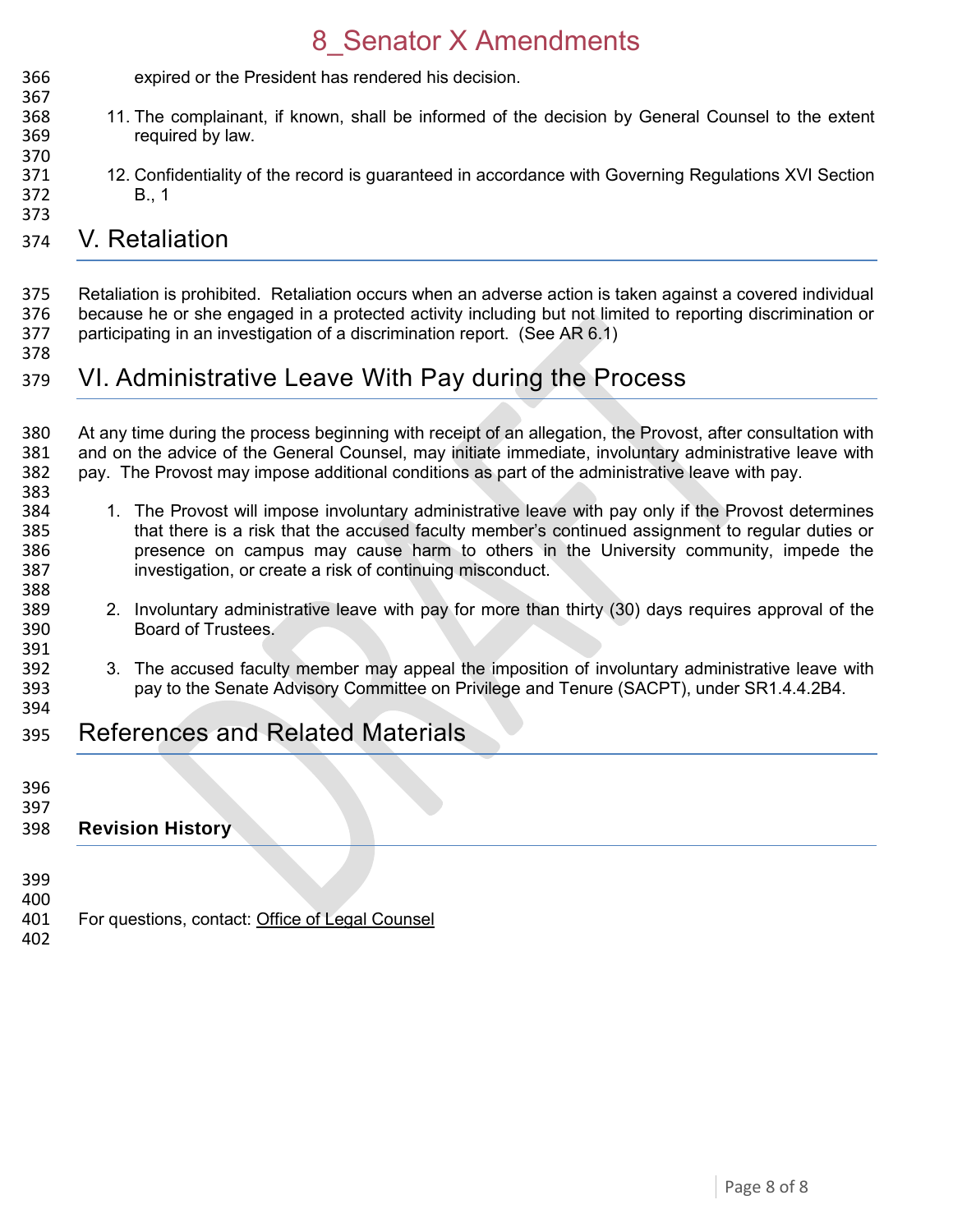expired or the President has rendered his decision.

11. The complainant, if known, shall be informed of the decision by General Counsel to the extent required by law.

12. Confidentiality of the record is guaranteed in accordance with Governing Regulations XVI Section B., 1

# V. Retaliation

Retaliation is prohibited. Retaliation occurs when an adverse action is taken against a covered individual because he or she engaged in a protected activity including but not limited to reporting discrimination or participating in an investigation of a discrimination report. (See AR 6.1)

# VI. Administrative Leave With Pay during the Process

At any time during the process beginning with receipt of an allegation, the Provost, after consultation with and on the advice of the General Counsel, may initiate immediate, involuntary administrative leave with pay. The Provost may impose additional conditions as part of the administrative leave with pay.

1. The Provost will impose involuntary administrative leave with pay only if the Provost determines that there is a risk that the accused faculty member's continued assignment to regular duties or presence on campus may cause harm to others in the University community, impede the investigation, or create a risk of continuing misconduct.

2. Involuntary administrative leave with pay for more than thirty (30) days requires approval of the Board of Trustees.

3. The accused faculty member may appeal the imposition of involuntary administrative leave with pay to the Senate Advisory Committee on Privilege and Tenure (SACPT), under SR1.4.4.2B4.

# References and Related Materials

## Revision History

For questions, contact: Office of Legal Counsel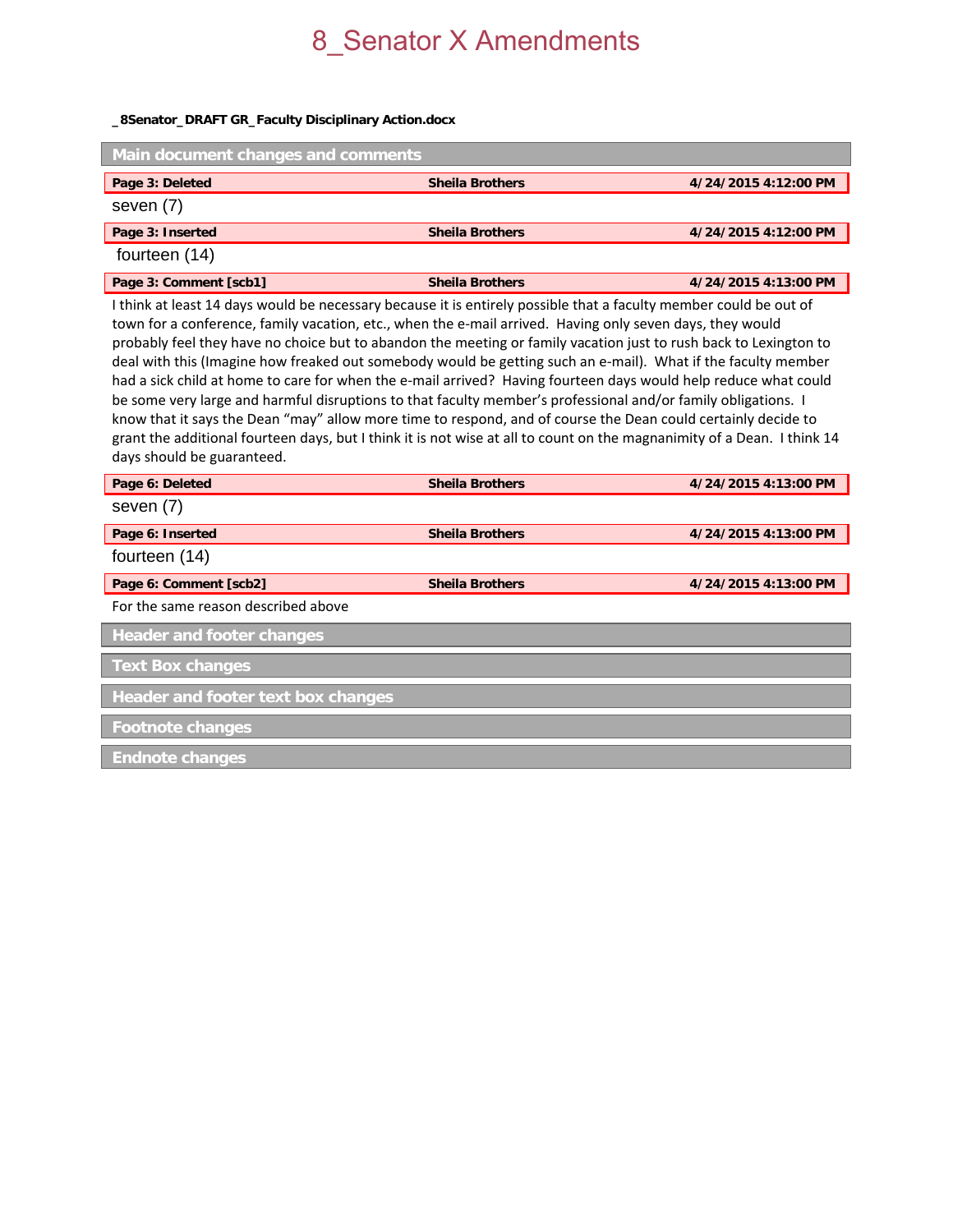# 8_Senator X Amendments

**_8Senator_ DRAFT GR_ Faculty Disciplinary Action.docx**

## Main document changes and comments

| Page 3: Deleted | Sheila Brothers | 4/24/2015 4:12:00 PM |
|---|---|---|

seven (7)

| Page 3: Inserted | Sheila Brothers | 4/24/2015 4:12:00 PM |
|---|---|---|

fourteen (14)

| Page 3: Comment [scb1] | Sheila Brothers | 4/24/2015 4:13:00 PM |
|---|---|---|

I think at least 14 days would be necessary because it is entirely possible that a faculty member could be out of town for a conference, family vacation, etc., when the e-mail arrived. Having only seven days, they would probably feel they have no choice but to abandon the meeting or family vacation just to rush back to Lexington to deal with this (Imagine how freaked out somebody would be getting such an e-mail). What if the faculty member had a sick child at home to care for when the e-mail arrived? Having fourteen days would help reduce what could be some very large and harmful disruptions to that faculty member's professional and/or family obligations. I know that it says the Dean "may" allow more time to respond, and of course the Dean could certainly decide to grant the additional fourteen days, but I think it is not wise at all to count on the magnanimity of a Dean. I think 14 days should be guaranteed.

| Page 6: Deleted | Sheila Brothers | 4/24/2015 4:13:00 PM |
|---|---|---|

seven (7)

| Page 6: Inserted | Sheila Brothers | 4/24/2015 4:13:00 PM |
|---|---|---|

fourteen (14)

| Page 6: Comment [scb2] | Sheila Brothers | 4/24/2015 4:13:00 PM |
|---|---|---|

For the same reason described above

## Header and footer changes

## Text Box changes

## Header and footer text box changes

## Footnote changes

## Endnote changes